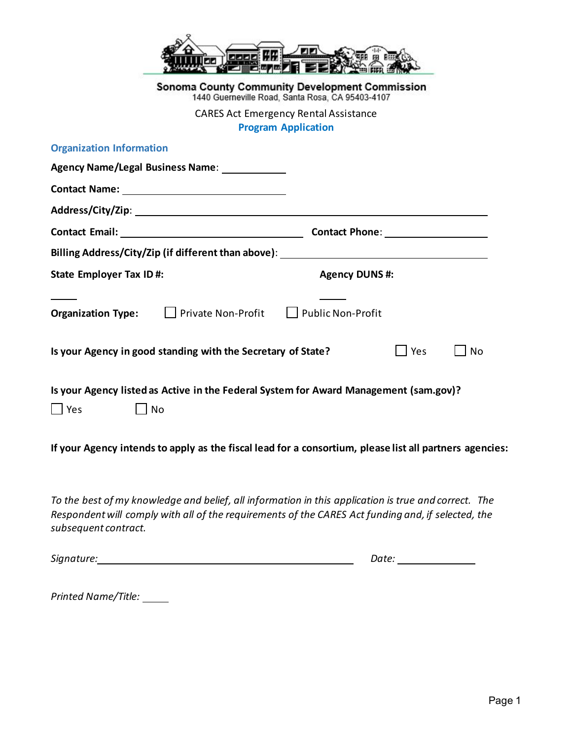**Sonoma County Community Development Commission**
1440 Guerneville Road, Santa Rosa, CA 95403-4107

CARES Act Emergency Rental Assistance

# Program Application

## Organization Information

**Agency Name/Legal Business Name**: ___________

**Contact Name:** ______________________________

**Address/City/Zip**: ______________________________________________________________

**Contact Email:** ________________________________ **Contact Phone**: __________________

**Billing Address/City/Zip (if different than above)**: ____________________________________

**State Employer Tax ID #:** _____ **Agency DUNS #:** _____

**Organization Type:** ☐ Private Non-Profit ☐ Public Non-Profit

**Is your Agency in good standing with the Secretary of State?** ☐ Yes ☐ No

**Is your Agency listed as Active in the Federal System for Award Management (sam.gov)?**

☐ Yes ☐ No

**If your Agency intends to apply as the fiscal lead for a consortium, please list all partners agencies:**

*To the best of my knowledge and belief, all information in this application is true and correct. The Respondent will comply with all of the requirements of the CARES Act funding and, if selected, the subsequent contract.*

*Signature:* ____________________________________________ *Date:* ______________

*Printed Name/Title:* _____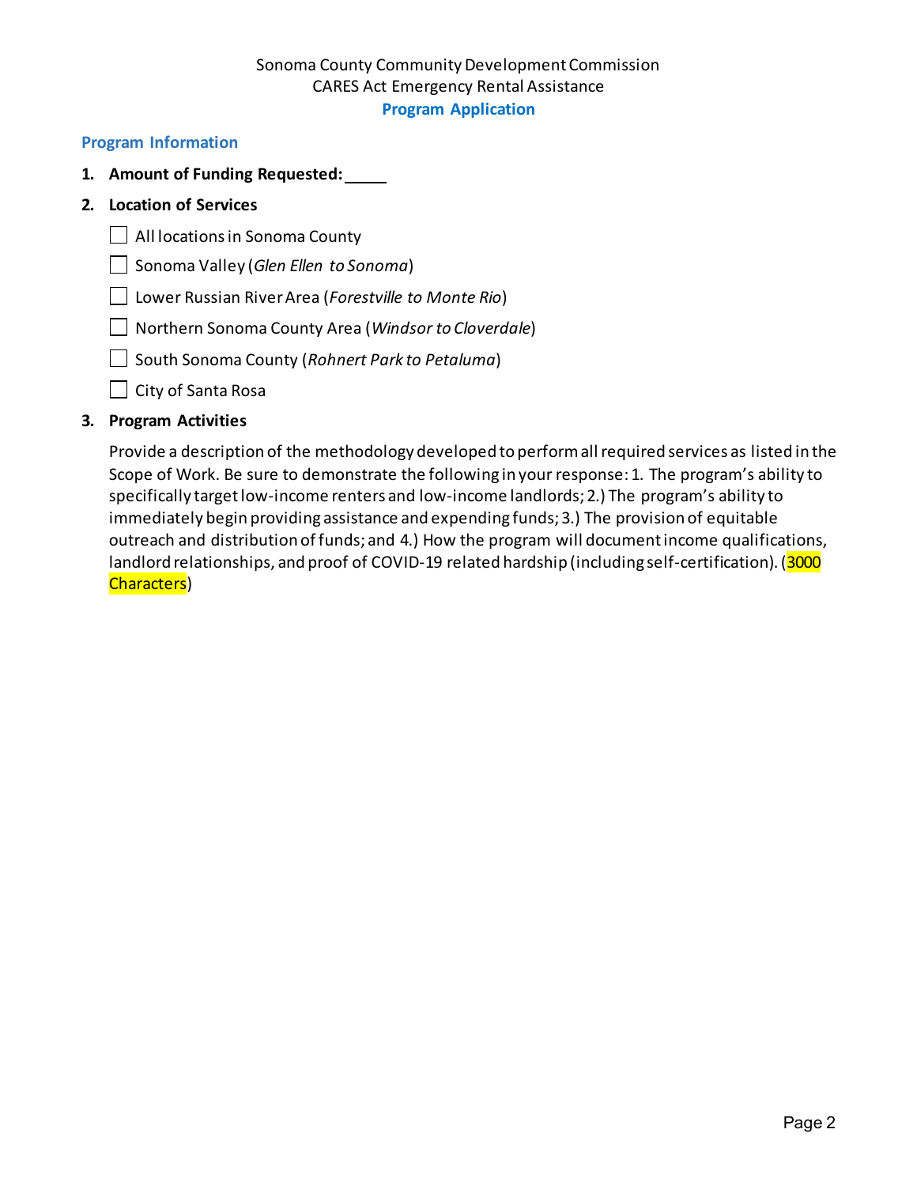Sonoma County Community Development Commission
CARES Act Emergency Rental Assistance
**Program Application**

## Program Information

1. **Amount of Funding Requested:** _____

2. **Location of Services**

   - ☐ All locations in Sonoma County
   - ☐ Sonoma Valley (*Glen Ellen to Sonoma*)
   - ☐ Lower Russian River Area (*Forestville to Monte Rio*)
   - ☐ Northern Sonoma County Area (*Windsor to Cloverdale*)
   - ☐ South Sonoma County (*Rohnert Park to Petaluma*)
   - ☐ City of Santa Rosa

3. **Program Activities**

   Provide a description of the methodology developed to perform all required services as listed in the Scope of Work. Be sure to demonstrate the following in your response: 1. The program's ability to specifically target low-income renters and low-income landlords; 2.) The program's ability to immediately begin providing assistance and expending funds; 3.) The provision of equitable outreach and distribution of funds; and 4.) How the program will document income qualifications, landlord relationships, and proof of COVID-19 related hardship (including self-certification). (3000 Characters)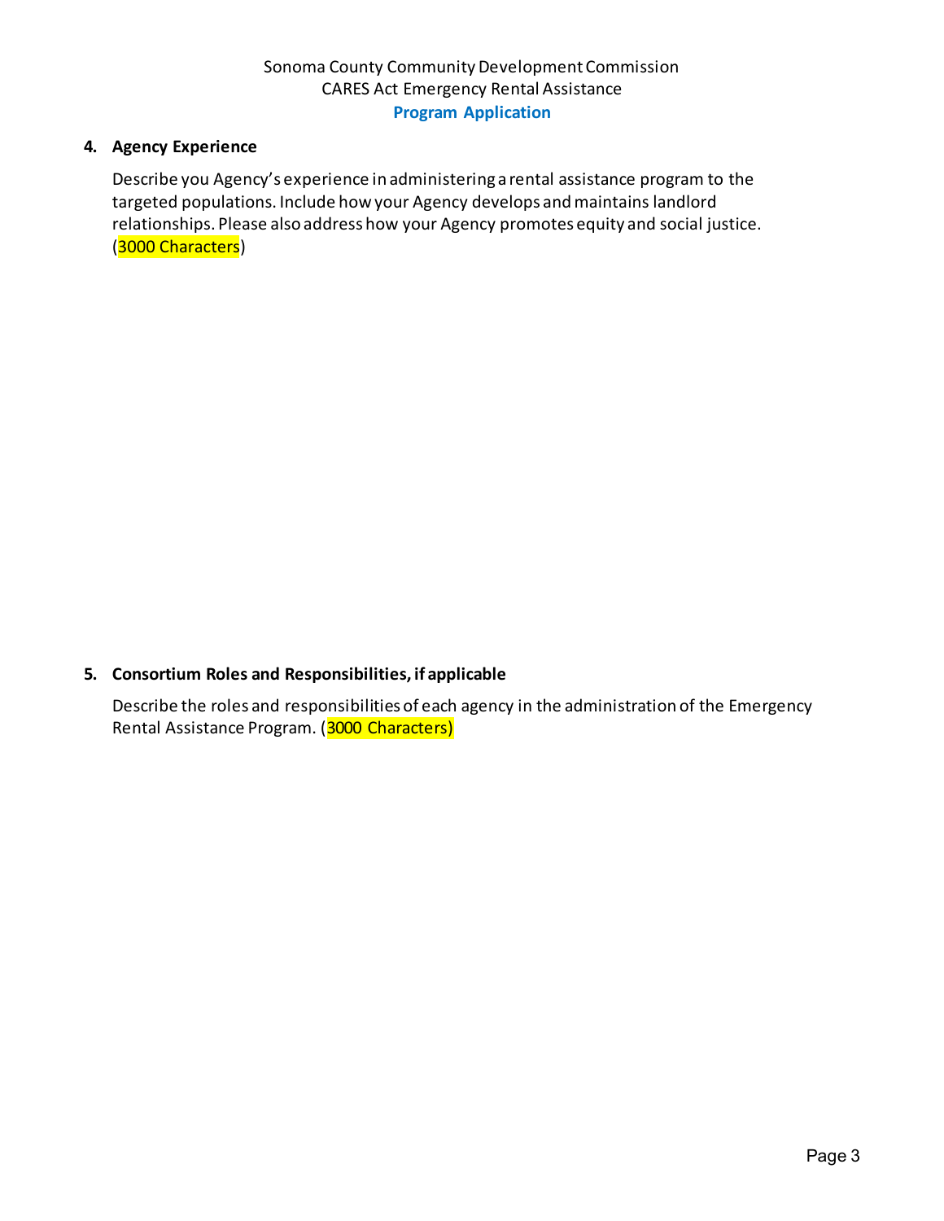**4. Agency Experience**

Describe you Agency's experience in administering a rental assistance program to the targeted populations. Include how your Agency develops and maintains landlord relationships. Please also address how your Agency promotes equity and social justice. (3000 Characters)

**5. Consortium Roles and Responsibilities, if applicable**

Describe the roles and responsibilities of each agency in the administration of the Emergency Rental Assistance Program. (3000 Characters)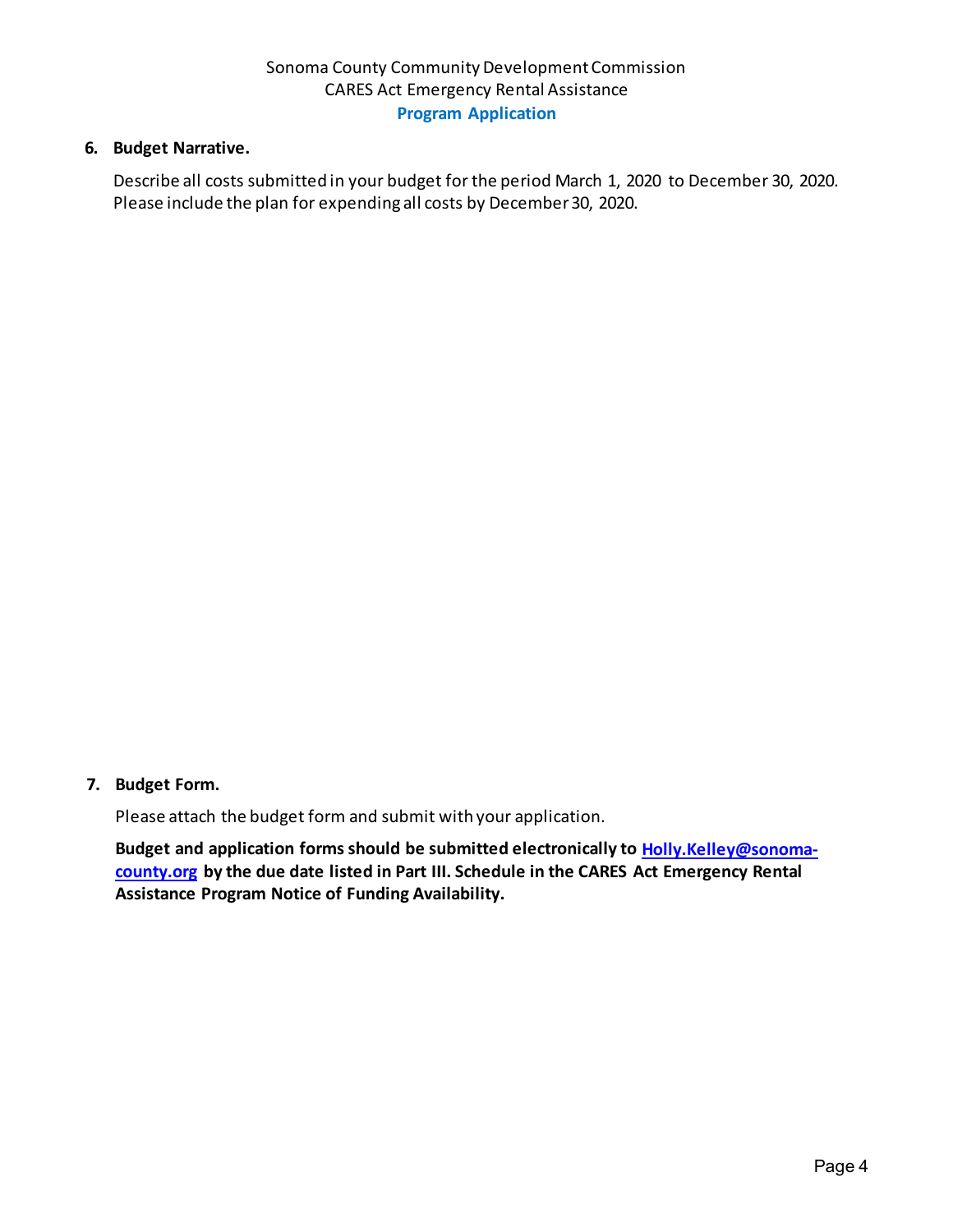Sonoma County Community Development Commission
CARES Act Emergency Rental Assistance
**Program Application**

**6. Budget Narrative.**

Describe all costs submitted in your budget for the period March 1, 2020 to December 30, 2020. Please include the plan for expending all costs by December 30, 2020.

**7. Budget Form.**

Please attach the budget form and submit with your application.

**Budget and application forms should be submitted electronically to [Holly.Kelley@sonoma-county.org](mailto:Holly.Kelley@sonoma-county.org) by the due date listed in Part III. Schedule in the CARES Act Emergency Rental Assistance Program Notice of Funding Availability.**